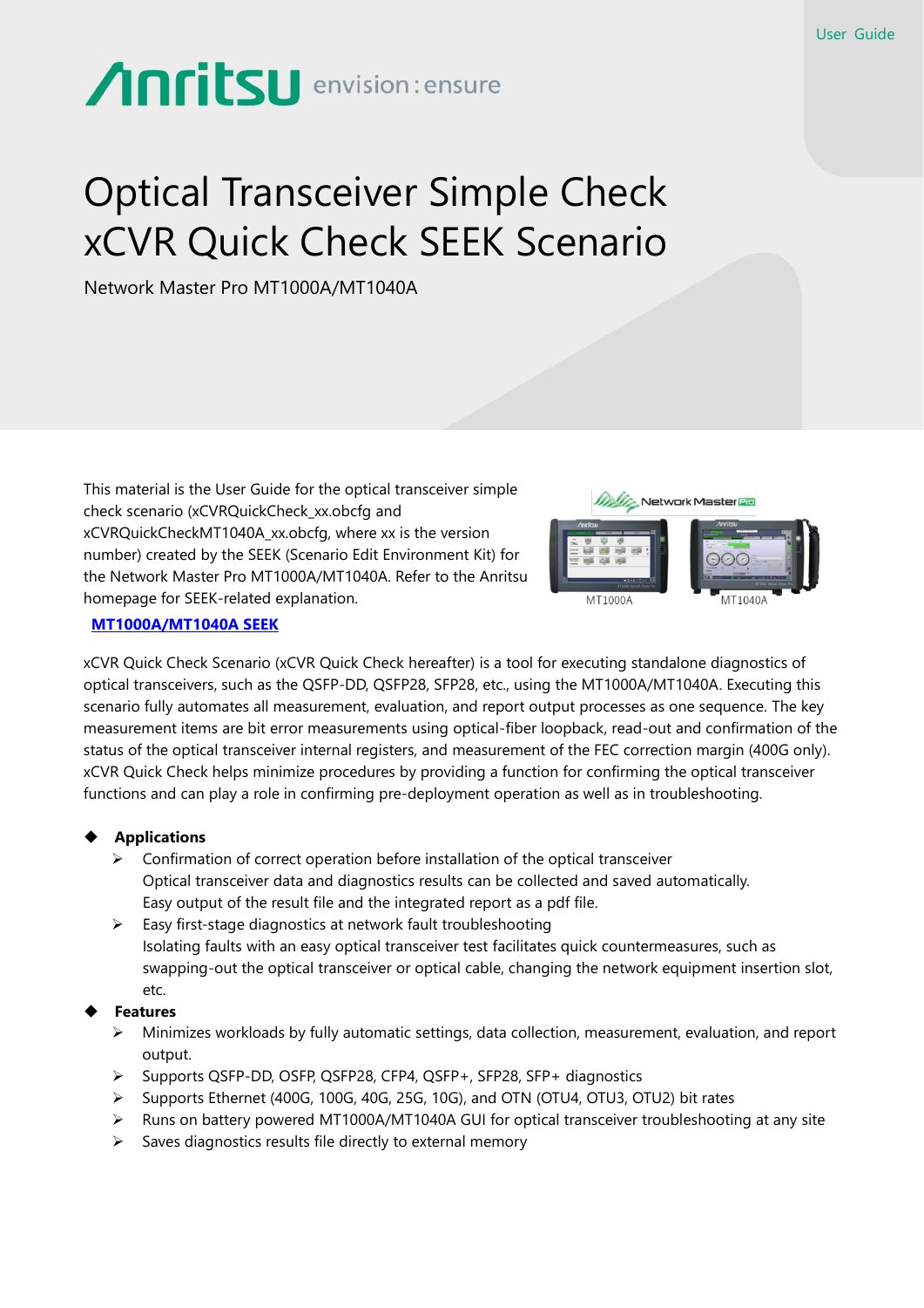User Guide

Anritsu envision : ensure

# Optical Transceiver Simple Check xCVR Quick Check SEEK Scenario

Network Master Pro MT1000A/MT1040A

This material is the User Guide for the optical transceiver simple check scenario (xCVRQuickCheck_xx.obcfg and xCVRQuickCheckMT1040A_xx.obcfg, where xx is the version number) created by the SEEK (Scenario Edit Environment Kit) for the Network Master Pro MT1000A/MT1040A. Refer to the Anritsu homepage for SEEK-related explanation.

**MT1000A/MT1040A SEEK**

xCVR Quick Check Scenario (xCVR Quick Check hereafter) is a tool for executing standalone diagnostics of optical transceivers, such as the QSFP-DD, QSFP28, SFP28, etc., using the MT1000A/MT1040A. Executing this scenario fully automates all measurement, evaluation, and report output processes as one sequence. The key measurement items are bit error measurements using optical-fiber loopback, read-out and confirmation of the status of the optical transceiver internal registers, and measurement of the FEC correction margin (400G only). xCVR Quick Check helps minimize procedures by providing a function for confirming the optical transceiver functions and can play a role in confirming pre-deployment operation as well as in troubleshooting.

- **Applications**
  - Confirmation of correct operation before installation of the optical transceiver
    Optical transceiver data and diagnostics results can be collected and saved automatically.
    Easy output of the result file and the integrated report as a pdf file.
  - Easy first-stage diagnostics at network fault troubleshooting
    Isolating faults with an easy optical transceiver test facilitates quick countermeasures, such as swapping-out the optical transceiver or optical cable, changing the network equipment insertion slot, etc.
- **Features**
  - Minimizes workloads by fully automatic settings, data collection, measurement, evaluation, and report output.
  - Supports QSFP-DD, OSFP, QSFP28, CFP4, QSFP+, SFP28, SFP+ diagnostics
  - Supports Ethernet (400G, 100G, 40G, 25G, 10G), and OTN (OTU4, OTU3, OTU2) bit rates
  - Runs on battery powered MT1000A/MT1040A GUI for optical transceiver troubleshooting at any site
  - Saves diagnostics results file directly to external memory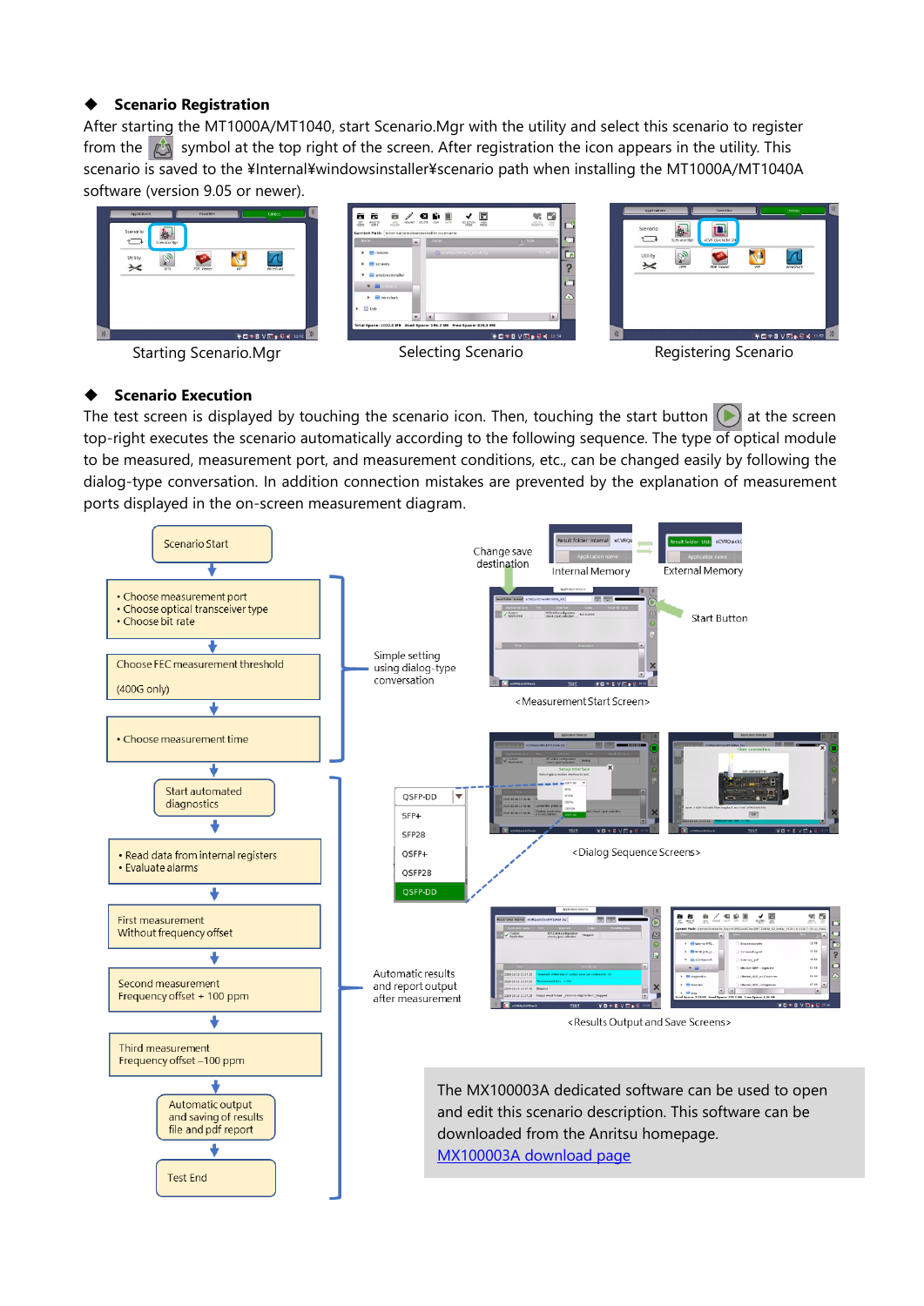## ◆ Scenario Registration

After starting the MT1000A/MT1040, start Scenario.Mgr with the utility and select this scenario to register from the symbol at the top right of the screen. After registration the icon appears in the utility. This scenario is saved to the ¥Internal¥windowsinstaller¥scenario path when installing the MT1000A/MT1040A software (version 9.05 or newer).

Starting Scenario.Mgr

Selecting Scenario

Registering Scenario

## ◆ Scenario Execution

The test screen is displayed by touching the scenario icon. Then, touching the start button at the screen top-right executes the scenario automatically according to the following sequence. The type of optical module to be measured, measurement port, and measurement conditions, etc., can be changed easily by following the dialog-type conversation. In addition connection mistakes are prevented by the explanation of measurement ports displayed in the on-screen measurement diagram.

Scenario Start

- Choose measurement port
- Choose optical transceiver type
- Choose bit rate

Choose FEC measurement threshold

(400G only)

- Choose measurement time

Start automated diagnostics

- Read data from internal registers
- Evaluate alarms

First measurement
Without frequency offset

Second measurement
Frequency offset + 100 ppm

Third measurement
Frequency offset –100 ppm

Automatic output and saving of results file and pdf report

Test End

Simple setting using dialog-type conversation

Automatic results and report output after measurement

Change save destination

Internal Memory

External Memory

Start Button

<Measurement Start Screen>

QSFP-DD
SFP+
SFP28
QSFP+
QSFP28
QSFP-DD

<Dialog Sequence Screens>

<Results Output and Save Screens>

The MX100003A dedicated software can be used to open and edit this scenario description. This software can be downloaded from the Anritsu homepage.
[MX100003A download page]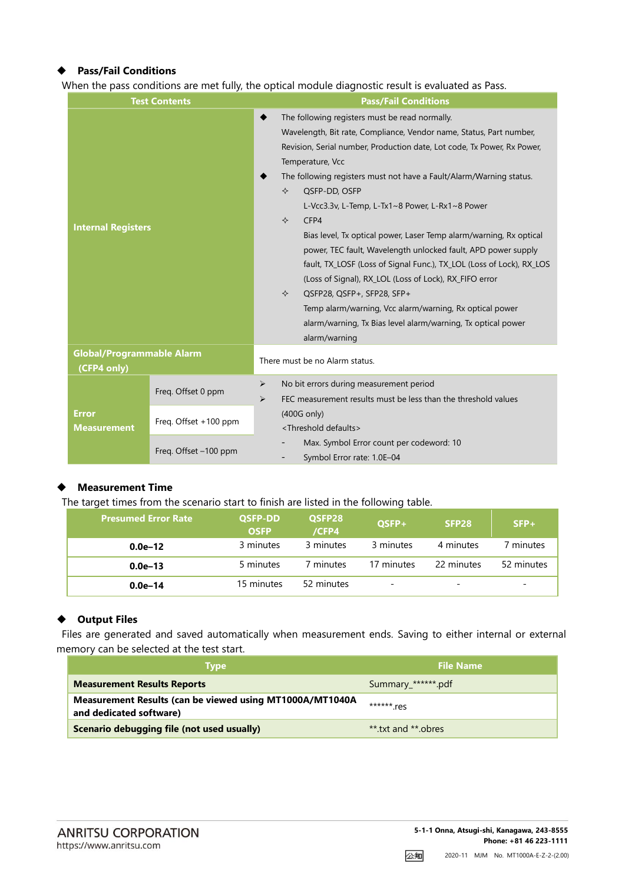◆ **Pass/Fail Conditions**

When the pass conditions are met fully, the optical module diagnostic result is evaluated as Pass.

| Test Contents | | Pass/Fail Conditions |
|---|---|---|
| **Internal Registers** | | ◆ The following registers must be read normally.<br>Wavelength, Bit rate, Compliance, Vendor name, Status, Part number, Revision, Serial number, Production date, Lot code, Tx Power, Rx Power, Temperature, Vcc<br>◆ The following registers must not have a Fault/Alarm/Warning status.<br>✧ QSFP-DD, OSFP<br>L-Vcc3.3v, L-Temp, L-Tx1~8 Power, L-Rx1~8 Power<br>✧ CFP4<br>Bias level, Tx optical power, Laser Temp alarm/warning, Rx optical power, TEC fault, Wavelength unlocked fault, APD power supply fault, TX_LOSF (Loss of Signal Func.), TX_LOL (Loss of Lock), RX_LOS (Loss of Signal), RX_LOL (Loss of Lock), RX_FIFO error<br>✧ QSFP28, QSFP+, SFP28, SFP+<br>Temp alarm/warning, Vcc alarm/warning, Rx optical power alarm/warning, Tx Bias level alarm/warning, Tx optical power alarm/warning |
| **Global/Programmable Alarm (CFP4 only)** | | There must be no Alarm status. |
| **Error Measurement** | Freq. Offset 0 ppm | ➢ No bit errors during measurement period<br>➢ FEC measurement results must be less than the threshold values (400G only)<br><Threshold defaults><br>- Max. Symbol Error count per codeword: 10<br>- Symbol Error rate: 1.0E–04 |
| | Freq. Offset +100 ppm | |
| | Freq. Offset –100 ppm | |

◆ **Measurement Time**

The target times from the scenario start to finish are listed in the following table.

| Presumed Error Rate | QSFP-DD OSFP | QSFP28 /CFP4 | QSFP+ | SFP28 | SFP+ |
|---|---|---|---|---|---|
| **0.0e–12** | 3 minutes | 3 minutes | 3 minutes | 4 minutes | 7 minutes |
| **0.0e–13** | 5 minutes | 7 minutes | 17 minutes | 22 minutes | 52 minutes |
| **0.0e–14** | 15 minutes | 52 minutes | - | - | - |

◆ **Output Files**

Files are generated and saved automatically when measurement ends. Saving to either internal or external memory can be selected at the test start.

| Type | File Name |
|---|---|
| **Measurement Results Reports** | Summary_******.pdf |
| **Measurement Results (can be viewed using MT1000A/MT1040A and dedicated software)** | ******.res |
| **Scenario debugging file (not used usually)** | **.txt and **.obres |

ANRITSU CORPORATION
https://www.anritsu.com

5-1-1 Onna, Atsugi-shi, Kanagawa, 243-8555
Phone: +81 46 223-1111

公知 2020-11 MJM No. MT1000A-E-Z-2-(2.00)